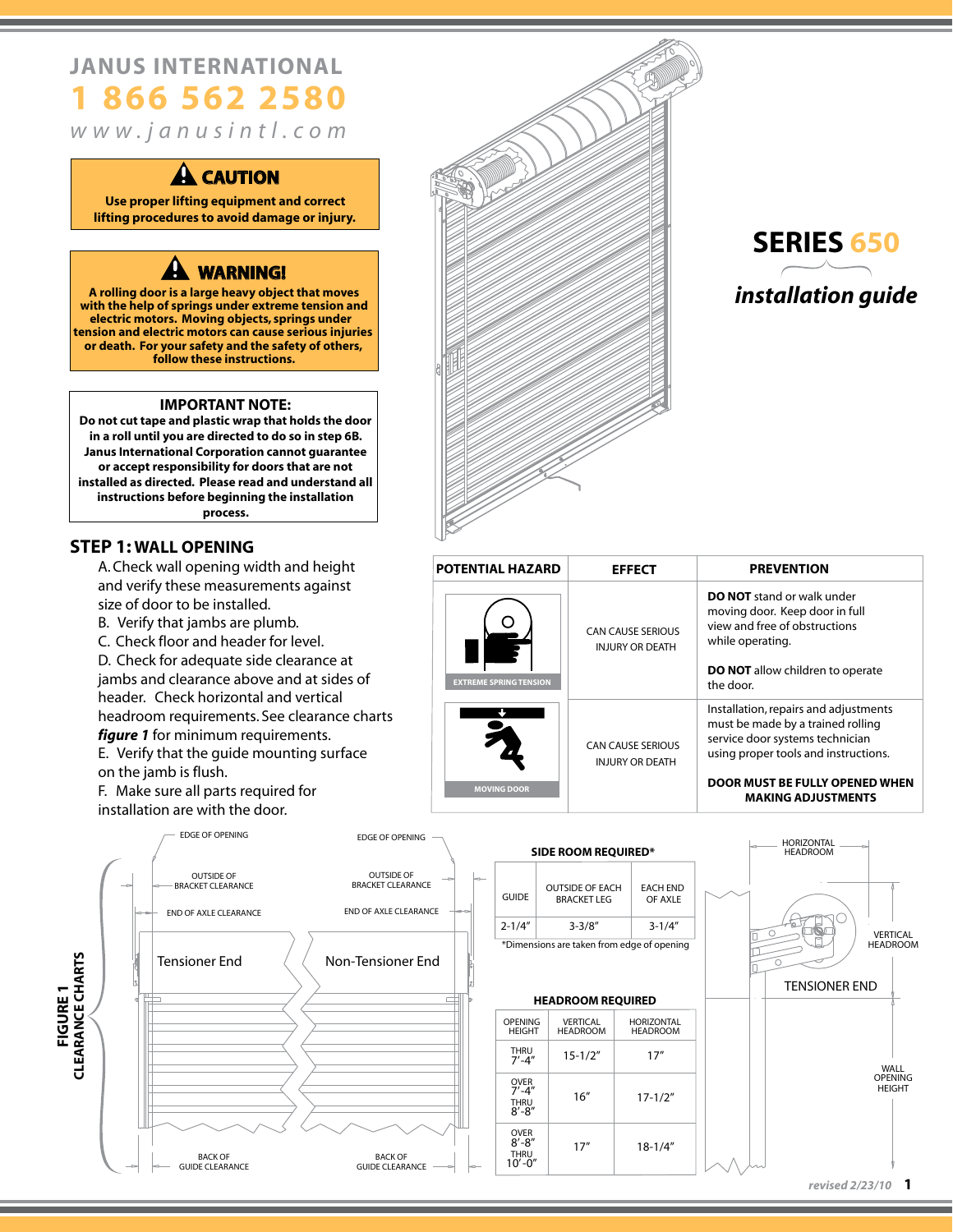# JANUS INTERNATIONAL

**1 866 562 2580**

*www.janusintl.com*

# SERIES 650

## *installation guide*

**⚠ CAUTION**

**Use proper lifting equipment and correct lifting procedures to avoid damage or injury.**

**⚠ WARNING!**

**A rolling door is a large heavy object that moves with the help of springs under extreme tension and electric motors. Moving objects, springs under tension and electric motors can cause serious injuries or death. For your safety and the safety of others, follow these instructions.**

**IMPORTANT NOTE:**
**Do not cut tape and plastic wrap that holds the door in a roll until you are directed to do so in step 6B. Janus International Corporation cannot guarantee or accept responsibility for doors that are not installed as directed. Please read and understand all instructions before beginning the installation process.**

| POTENTIAL HAZARD | EFFECT | PREVENTION |
|---|---|---|
| EXTREME SPRING TENSION | CAN CAUSE SERIOUS INJURY OR DEATH | **DO NOT** stand or walk under moving door. Keep door in full view and free of obstructions while operating. **DO NOT** allow children to operate the door. |
| MOVING DOOR | CAN CAUSE SERIOUS INJURY OR DEATH | Installation, repairs and adjustments must be made by a trained rolling service door systems technician using proper tools and instructions. **DOOR MUST BE FULLY OPENED WHEN MAKING ADJUSTMENTS** |

## STEP 1: WALL OPENING

A. Check wall opening width and height and verify these measurements against size of door to be installed.
B. Verify that jambs are plumb.
C. Check floor and header for level.
D. Check for adequate side clearance at jambs and clearance above and at sides of header. Check horizontal and vertical headroom requirements. See clearance charts ***figure 1*** for minimum requirements.
E. Verify that the guide mounting surface on the jamb is flush.
F. Make sure all parts required for installation are with the door.

**FIGURE 1 CLEARANCE CHARTS**

Tensioner End / Non-Tensioner End: EDGE OF OPENING; OUTSIDE OF BRACKET CLEARANCE; END OF AXLE CLEARANCE; BACK OF GUIDE CLEARANCE

**SIDE ROOM REQUIRED***

| GUIDE | OUTSIDE OF EACH BRACKET LEG | EACH END OF AXLE |
|---|---|---|
| 2-1/4″ | 3-3/8″ | 3-1/4″ |

*Dimensions are taken from edge of opening

**HEADROOM REQUIRED**

| OPENING HEIGHT | VERTICAL HEADROOM | HORIZONTAL HEADROOM |
|---|---|---|
| THRU 7′-4″ | 15-1/2″ | 17″ |
| OVER 7′-4″ THRU 8′-8″ | 16″ | 17-1/2″ |
| OVER 8′-8″ THRU 10′-0″ | 17″ | 18-1/4″ |

HORIZONTAL HEADROOM; VERTICAL HEADROOM; TENSIONER END; WALL OPENING HEIGHT

*revised 2/23/10*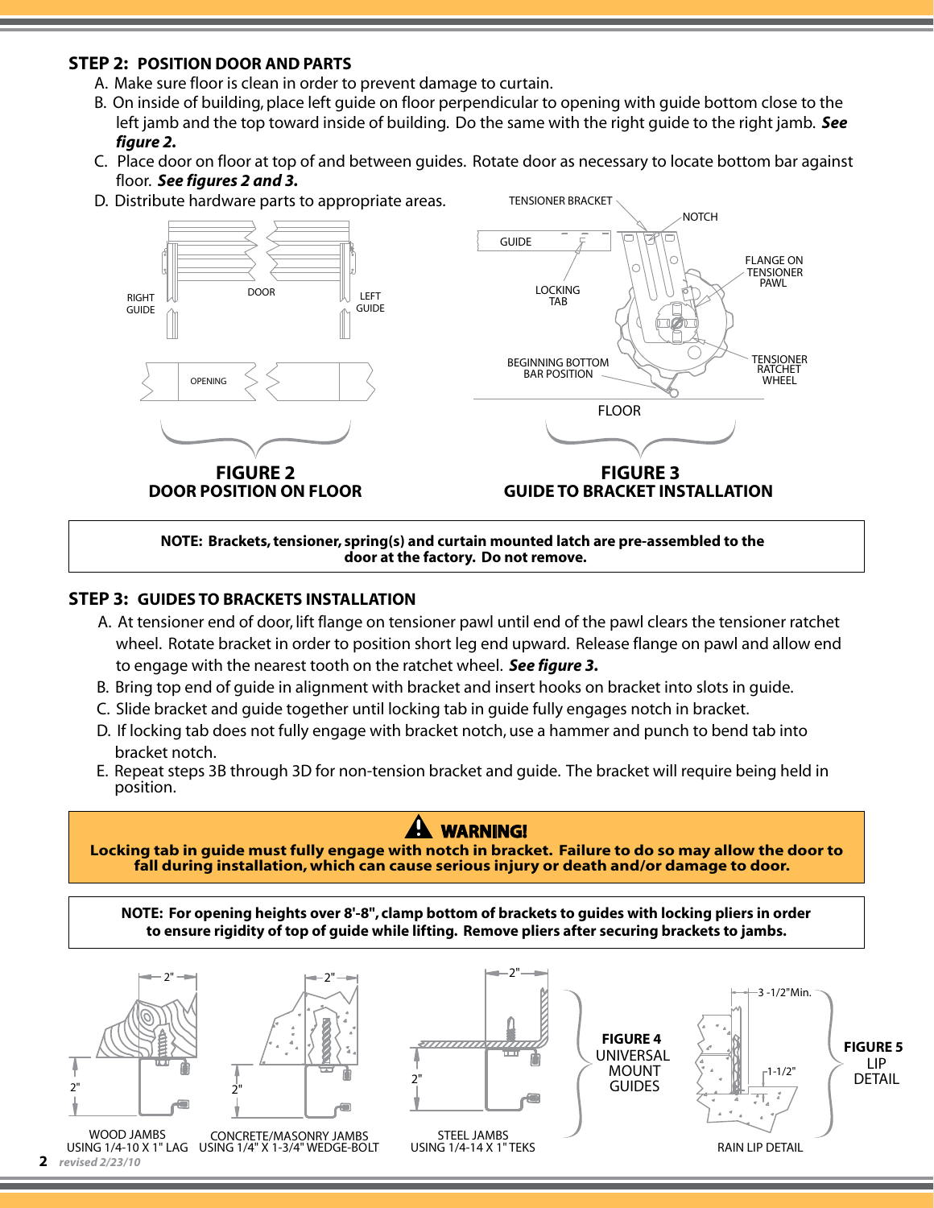## STEP 2: POSITION DOOR AND PARTS

A. Make sure floor is clean in order to prevent damage to curtain.

B. On inside of building, place left guide on floor perpendicular to opening with guide bottom close to the left jamb and the top toward inside of building. Do the same with the right guide to the right jamb. ***See figure 2.***

C. Place door on floor at top of and between guides. Rotate door as necessary to locate bottom bar against floor. ***See figures 2 and 3.***

D. Distribute hardware parts to appropriate areas.

RIGHT GUIDE, DOOR, LEFT GUIDE, OPENING

**FIGURE 2**
**DOOR POSITION ON FLOOR**

TENSIONER BRACKET, NOTCH, GUIDE, LOCKING TAB, FLANGE ON TENSIONER PAWL, BEGINNING BOTTOM BAR POSITION, TENSIONER RATCHET WHEEL, FLOOR

**FIGURE 3**
**GUIDE TO BRACKET INSTALLATION**

**NOTE: Brackets, tensioner, spring(s) and curtain mounted latch are pre-assembled to the door at the factory. Do not remove.**

## STEP 3: GUIDES TO BRACKETS INSTALLATION

A. At tensioner end of door, lift flange on tensioner pawl until end of the pawl clears the tensioner ratchet wheel. Rotate bracket in order to position short leg end upward. Release flange on pawl and allow end to engage with the nearest tooth on the ratchet wheel. ***See figure 3.***

B. Bring top end of guide in alignment with bracket and insert hooks on bracket into slots in guide.

C. Slide bracket and guide together until locking tab in guide fully engages notch in bracket.

D. If locking tab does not fully engage with bracket notch, use a hammer and punch to bend tab into bracket notch.

E. Repeat steps 3B through 3D for non-tension bracket and guide. The bracket will require being held in position.

**⚠ WARNING!**

**Locking tab in guide must fully engage with notch in bracket. Failure to do so may allow the door to fall during installation, which can cause serious injury or death and/or damage to door.**

**NOTE: For opening heights over 8'-8", clamp bottom of brackets to guides with locking pliers in order to ensure rigidity of top of guide while lifting. Remove pliers after securing brackets to jambs.**

2" 2" 2" 2" 2" 2"

WOOD JAMBS USING 1/4-10 X 1" LAG

CONCRETE/MASONRY JAMBS USING 1/4" X 1-3/4" WEDGE-BOLT

STEEL JAMBS USING 1/4-14 X 1" TEKS

**FIGURE 4**
UNIVERSAL MOUNT GUIDES

3 -1/2"Min. 1-1/2"

RAIN LIP DETAIL

**FIGURE 5**
LIP DETAIL

*revised 2/23/10*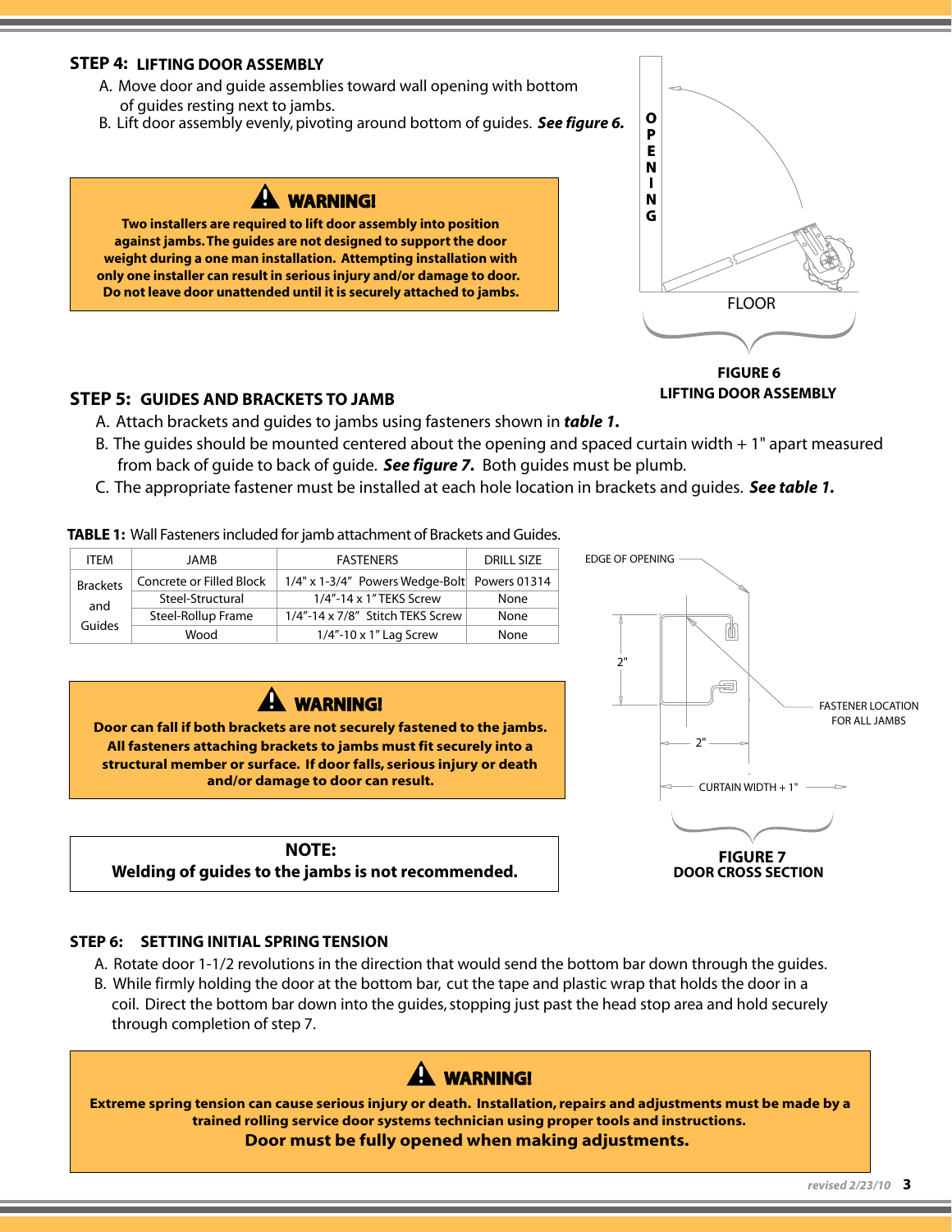## STEP 4: LIFTING DOOR ASSEMBLY

A. Move door and guide assemblies toward wall opening with bottom of guides resting next to jambs.

B. Lift door assembly evenly, pivoting around bottom of guides. ***See figure 6.***

> **⚠ WARNING!**
>
> **Two installers are required to lift door assembly into position against jambs. The guides are not designed to support the door weight during a one man installation. Attempting installation with only one installer can result in serious injury and/or damage to door. Do not leave door unattended until it is securely attached to jambs.**

OPENING

FLOOR

**FIGURE 6**
**LIFTING DOOR ASSEMBLY**

## STEP 5: GUIDES AND BRACKETS TO JAMB

A. Attach brackets and guides to jambs using fasteners shown in ***table 1.***

B. The guides should be mounted centered about the opening and spaced curtain width + 1" apart measured from back of guide to back of guide. ***See figure 7.*** Both guides must be plumb.

C. The appropriate fastener must be installed at each hole location in brackets and guides. ***See table 1.***

**TABLE 1:** Wall Fasteners included for jamb attachment of Brackets and Guides.

| ITEM | JAMB | FASTENERS | DRILL SIZE |
|---|---|---|---|
| Brackets and Guides | Concrete or Filled Block | 1/4" x 1-3/4" Powers Wedge-Bolt | Powers 01314 |
| | Steel-Structural | 1/4"-14 x 1" TEKS Screw | None |
| | Steel-Rollup Frame | 1/4"-14 x 7/8" Stitch TEKS Screw | None |
| | Wood | 1/4"-10 x 1" Lag Screw | None |

> **⚠ WARNING!**
>
> **Door can fall if both brackets are not securely fastened to the jambs. All fasteners attaching brackets to jambs must fit securely into a structural member or surface. If door falls, serious injury or death and/or damage to door can result.**

> **NOTE:**
> **Welding of guides to the jambs is not recommended.**

EDGE OF OPENING

2"

2"

FASTENER LOCATION FOR ALL JAMBS

CURTAIN WIDTH + 1"

**FIGURE 7**
**DOOR CROSS SECTION**

## STEP 6: SETTING INITIAL SPRING TENSION

A. Rotate door 1-1/2 revolutions in the direction that would send the bottom bar down through the guides.

B. While firmly holding the door at the bottom bar, cut the tape and plastic wrap that holds the door in a coil. Direct the bottom bar down into the guides, stopping just past the head stop area and hold securely through completion of step 7.

> **⚠ WARNING!**
>
> **Extreme spring tension can cause serious injury or death. Installation, repairs and adjustments must be made by a trained rolling service door systems technician using proper tools and instructions.**
>
> **Door must be fully opened when making adjustments.**

*revised 2/23/10*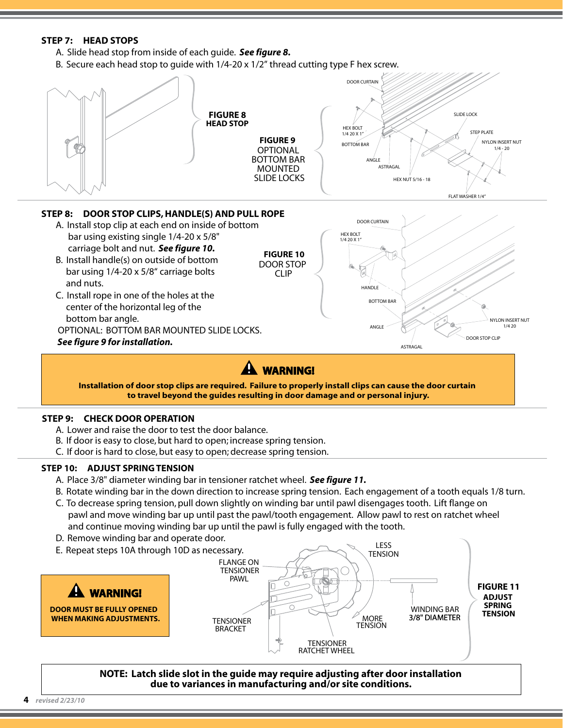### STEP 7: HEAD STOPS

A. Slide head stop from inside of each guide. ***See figure 8.***

B. Secure each head stop to guide with 1/4-20 x 1/2" thread cutting type F hex screw.

**FIGURE 8**
**HEAD STOP**

**FIGURE 9**
OPTIONAL BOTTOM BAR MOUNTED SLIDE LOCKS

### STEP 8: DOOR STOP CLIPS, HANDLE(S) AND PULL ROPE

A. Install stop clip at each end on inside of bottom bar using existing single 1/4-20 x 5/8" carriage bolt and nut. ***See figure 10.***

B. Install handle(s) on outside of bottom bar using 1/4-20 x 5/8" carriage bolts and nuts.

C. Install rope in one of the holes at the center of the horizontal leg of the bottom bar angle.

OPTIONAL: BOTTOM BAR MOUNTED SLIDE LOCKS.
***See figure 9 for installation.***

**FIGURE 10**
DOOR STOP CLIP

> **WARNING!**
> **Installation of door stop clips are required. Failure to properly install clips can cause the door curtain to travel beyond the guides resulting in door damage and or personal injury.**

### STEP 9: CHECK DOOR OPERATION

A. Lower and raise the door to test the door balance.

B. If door is easy to close, but hard to open; increase spring tension.

C. If door is hard to close, but easy to open; decrease spring tension.

### STEP 10: ADJUST SPRING TENSION

A. Place 3/8" diameter winding bar in tensioner ratchet wheel. ***See figure 11.***

B. Rotate winding bar in the down direction to increase spring tension. Each engagement of a tooth equals 1/8 turn.

C. To decrease spring tension, pull down slightly on winding bar until pawl disengages tooth. Lift flange on pawl and move winding bar up until past the pawl/tooth engagement. Allow pawl to rest on ratchet wheel and continue moving winding bar up until the pawl is fully engaged with the tooth.

D. Remove winding bar and operate door.

E. Repeat steps 10A through 10D as necessary.

> **WARNING!**
> **DOOR MUST BE FULLY OPENED WHEN MAKING ADJUSTMENTS.**

**FIGURE 11**
**ADJUST SPRING TENSION**

**NOTE: Latch slide slot in the guide may require adjusting after door installation due to variances in manufacturing and/or site conditions.**

*revised 2/23/10*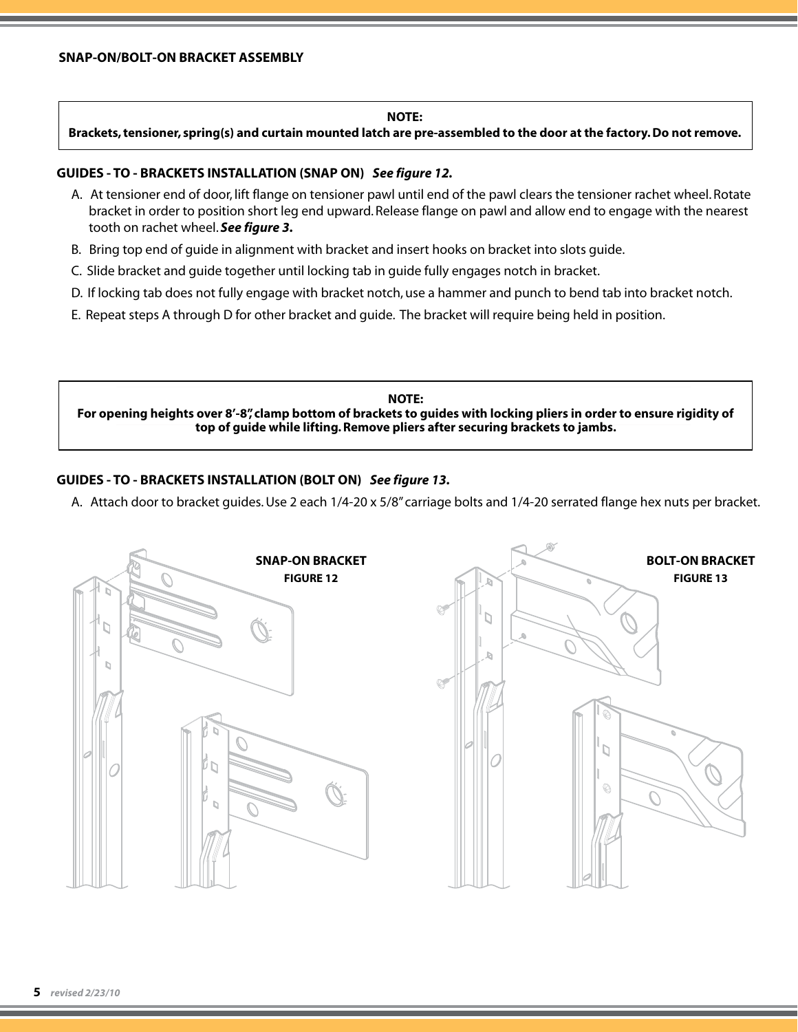## SNAP-ON/BOLT-ON BRACKET ASSEMBLY

> **NOTE:**
> **Brackets, tensioner, spring(s) and curtain mounted latch are pre-assembled to the door at the factory. Do not remove.**

### GUIDES - TO - BRACKETS INSTALLATION (SNAP ON) *See figure 12.*

A. At tensioner end of door, lift flange on tensioner pawl until end of the pawl clears the tensioner rachet wheel. Rotate bracket in order to position short leg end upward. Release flange on pawl and allow end to engage with the nearest tooth on rachet wheel. ***See figure 3.***

B. Bring top end of guide in alignment with bracket and insert hooks on bracket into slots guide.

C. Slide bracket and guide together until locking tab in guide fully engages notch in bracket.

D. If locking tab does not fully engage with bracket notch, use a hammer and punch to bend tab into bracket notch.

E. Repeat steps A through D for other bracket and guide. The bracket will require being held in position.

> **NOTE:**
> **For opening heights over 8'-8", clamp bottom of brackets to guides with locking pliers in order to ensure rigidity of top of guide while lifting. Remove pliers after securing brackets to jambs.**

### GUIDES - TO - BRACKETS INSTALLATION (BOLT ON) *See figure 13.*

A. Attach door to bracket guides. Use 2 each 1/4-20 x 5/8" carriage bolts and 1/4-20 serrated flange hex nuts per bracket.

**SNAP-ON BRACKET**
**FIGURE 12**

**BOLT-ON BRACKET**
**FIGURE 13**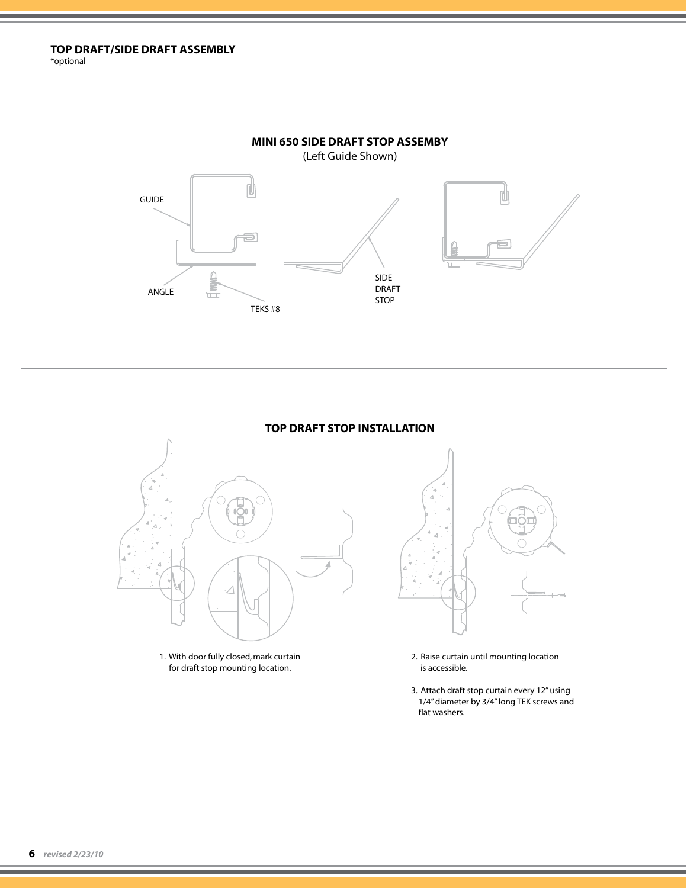### TOP DRAFT/SIDE DRAFT ASSEMBLY

*optional

**MINI 650 SIDE DRAFT STOP ASSEMBY**

(Left Guide Shown)

GUIDE

ANGLE

TEKS #8

SIDE DRAFT STOP

---

**TOP DRAFT STOP INSTALLATION**

1. With door fully closed, mark curtain for draft stop mounting location.

2. Raise curtain until mounting location is accessible.

3. Attach draft stop curtain every 12" using 1/4" diameter by 3/4" long TEK screws and flat washers.

*revised 2/23/10*